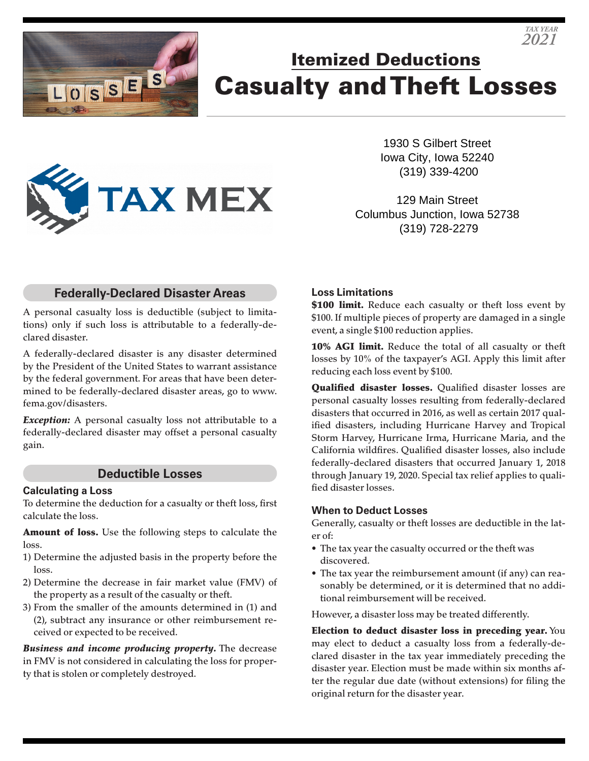TAX YEAR
2021

# Itemized Deductions
# Casualty and Theft Losses

TAX MEX

1930 S Gilbert Street
Iowa City, Iowa 52240
(319) 339-4200

129 Main Street
Columbus Junction, Iowa 52738
(319) 728-2279

## Federally-Declared Disaster Areas

A personal casualty loss is deductible (subject to limitations) only if such loss is attributable to a federally-declared disaster.

A federally-declared disaster is any disaster determined by the President of the United States to warrant assistance by the federal government. For areas that have been determined to be federally-declared disaster areas, go to www.fema.gov/disasters.

***Exception:*** A personal casualty loss not attributable to a federally-declared disaster may offset a personal casualty gain.

## Deductible Losses

### Calculating a Loss

To determine the deduction for a casualty or theft loss, first calculate the loss.

**Amount of loss.** Use the following steps to calculate the loss.

1) Determine the adjusted basis in the property before the loss.
2) Determine the decrease in fair market value (FMV) of the property as a result of the casualty or theft.
3) From the smaller of the amounts determined in (1) and (2), subtract any insurance or other reimbursement received or expected to be received.

***Business and income producing property.*** The decrease in FMV is not considered in calculating the loss for property that is stolen or completely destroyed.

### Loss Limitations

**$100 limit.** Reduce each casualty or theft loss event by $100. If multiple pieces of property are damaged in a single event, a single $100 reduction applies.

**10% AGI limit.** Reduce the total of all casualty or theft losses by 10% of the taxpayer's AGI. Apply this limit after reducing each loss event by $100.

**Qualified disaster losses.** Qualified disaster losses are personal casualty losses resulting from federally-declared disasters that occurred in 2016, as well as certain 2017 qualified disasters, including Hurricane Harvey and Tropical Storm Harvey, Hurricane Irma, Hurricane Maria, and the California wildfires. Qualified disaster losses, also include federally-declared disasters that occurred January 1, 2018 through January 19, 2020. Special tax relief applies to qualified disaster losses.

### When to Deduct Losses

Generally, casualty or theft losses are deductible in the later of:

- The tax year the casualty occurred or the theft was discovered.
- The tax year the reimbursement amount (if any) can reasonably be determined, or it is determined that no additional reimbursement will be received.

However, a disaster loss may be treated differently.

**Election to deduct disaster loss in preceding year.** You may elect to deduct a casualty loss from a federally-declared disaster in the tax year immediately preceding the disaster year. Election must be made within six months after the regular due date (without extensions) for filing the original return for the disaster year.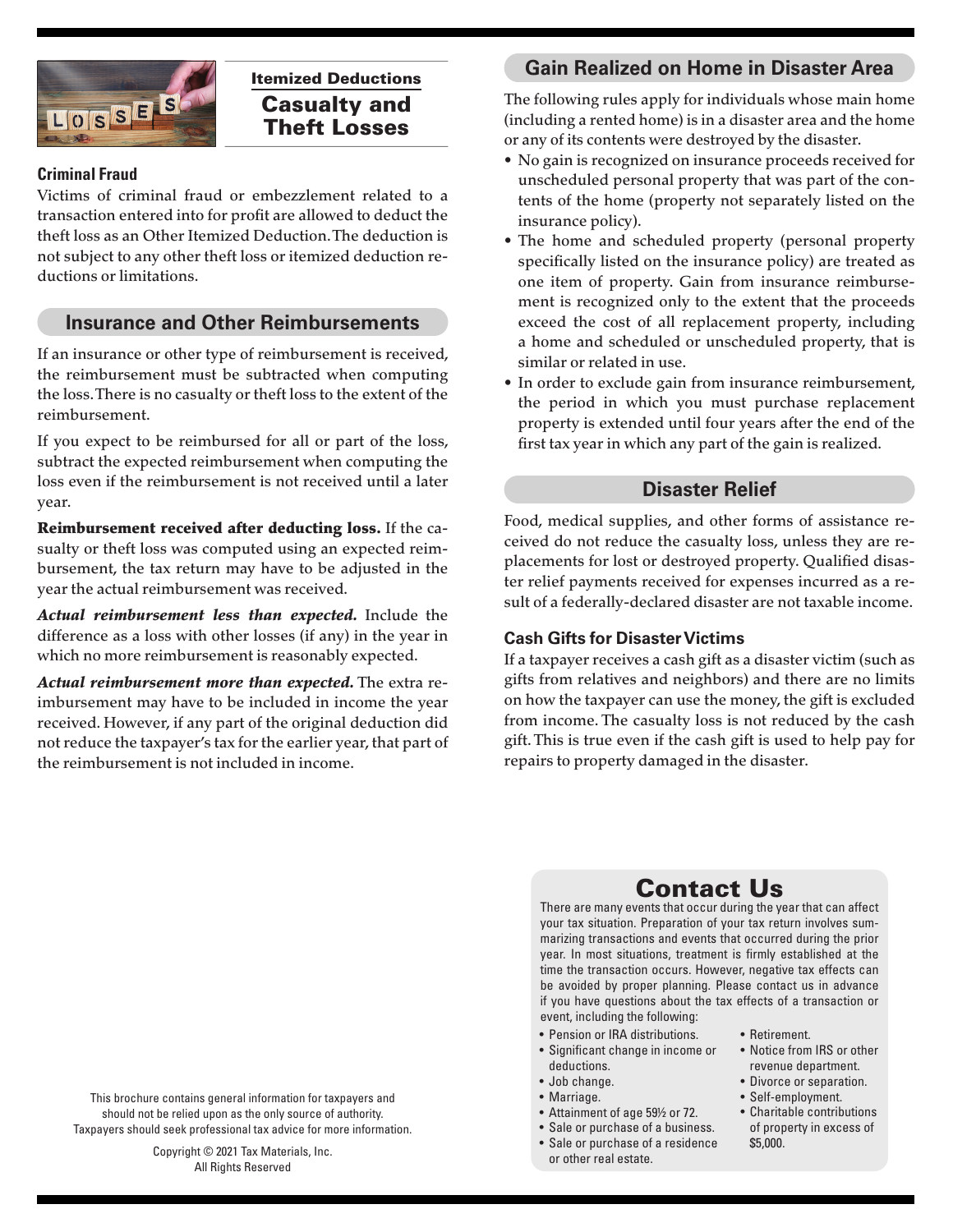Itemized Deductions

# Casualty and Theft Losses

### Criminal Fraud

Victims of criminal fraud or embezzlement related to a transaction entered into for profit are allowed to deduct the theft loss as an Other Itemized Deduction. The deduction is not subject to any other theft loss or itemized deduction reductions or limitations.

## Insurance and Other Reimbursements

If an insurance or other type of reimbursement is received, the reimbursement must be subtracted when computing the loss. There is no casualty or theft loss to the extent of the reimbursement.

If you expect to be reimbursed for all or part of the loss, subtract the expected reimbursement when computing the loss even if the reimbursement is not received until a later year.

**Reimbursement received after deducting loss.** If the casualty or theft loss was computed using an expected reimbursement, the tax return may have to be adjusted in the year the actual reimbursement was received.

***Actual reimbursement less than expected.*** Include the difference as a loss with other losses (if any) in the year in which no more reimbursement is reasonably expected.

***Actual reimbursement more than expected.*** The extra reimbursement may have to be included in income the year received. However, if any part of the original deduction did not reduce the taxpayer's tax for the earlier year, that part of the reimbursement is not included in income.

## Gain Realized on Home in Disaster Area

The following rules apply for individuals whose main home (including a rented home) is in a disaster area and the home or any of its contents were destroyed by the disaster.

- No gain is recognized on insurance proceeds received for unscheduled personal property that was part of the contents of the home (property not separately listed on the insurance policy).
- The home and scheduled property (personal property specifically listed on the insurance policy) are treated as one item of property. Gain from insurance reimbursement is recognized only to the extent that the proceeds exceed the cost of all replacement property, including a home and scheduled or unscheduled property, that is similar or related in use.
- In order to exclude gain from insurance reimbursement, the period in which you must purchase replacement property is extended until four years after the end of the first tax year in which any part of the gain is realized.

## Disaster Relief

Food, medical supplies, and other forms of assistance received do not reduce the casualty loss, unless they are replacements for lost or destroyed property. Qualified disaster relief payments received for expenses incurred as a result of a federally-declared disaster are not taxable income.

### Cash Gifts for Disaster Victims

If a taxpayer receives a cash gift as a disaster victim (such as gifts from relatives and neighbors) and there are no limits on how the taxpayer can use the money, the gift is excluded from income. The casualty loss is not reduced by the cash gift. This is true even if the cash gift is used to help pay for repairs to property damaged in the disaster.

## Contact Us

There are many events that occur during the year that can affect your tax situation. Preparation of your tax return involves summarizing transactions and events that occurred during the prior year. In most situations, treatment is firmly established at the time the transaction occurs. However, negative tax effects can be avoided by proper planning. Please contact us in advance if you have questions about the tax effects of a transaction or event, including the following:

- Pension or IRA distributions.
- Significant change in income or deductions.
- Job change.
- Marriage.
- Attainment of age 59½ or 72.
- Sale or purchase of a business.
- Sale or purchase of a residence or other real estate.
- Retirement.
- Notice from IRS or other revenue department.
- Divorce or separation.
- Self-employment.
- Charitable contributions of property in excess of $5,000.

This brochure contains general information for taxpayers and should not be relied upon as the only source of authority. Taxpayers should seek professional tax advice for more information.

Copyright © 2021 Tax Materials, Inc.
All Rights Reserved